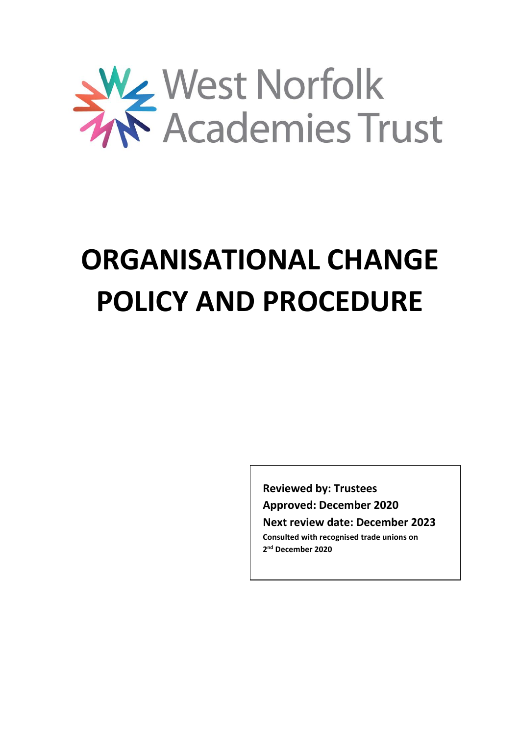West Norfolk Academies Trust

# ORGANISATIONAL CHANGE POLICY AND PROCEDURE

**Reviewed by: Trustees**

**Approved: December 2020**

**Next review date: December 2023**

**Consulted with recognised trade unions on 2nd December 2020**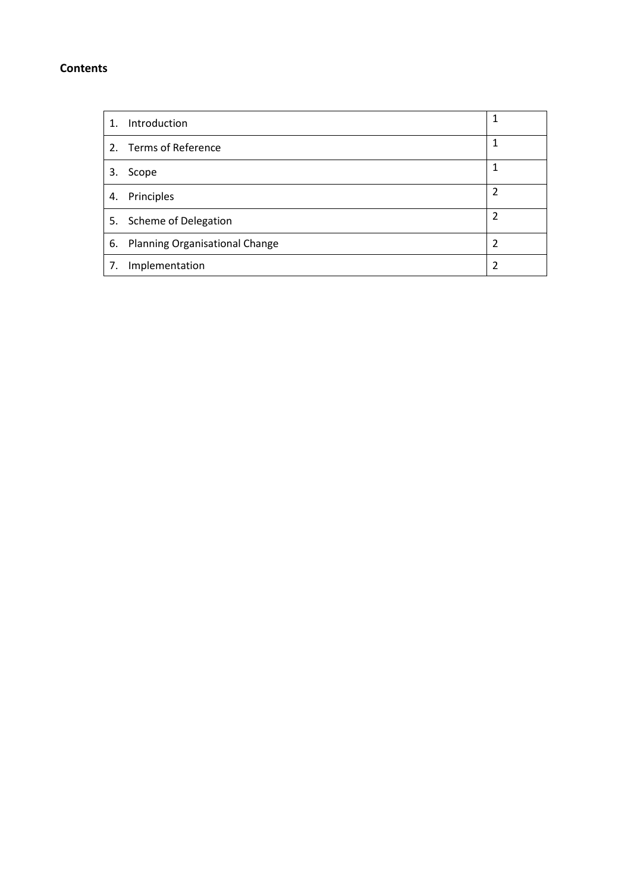**Contents**

| 1. Introduction | 1 |
|---|---|
| 2. Terms of Reference | 1 |
| 3. Scope | 1 |
| 4. Principles | 2 |
| 5. Scheme of Delegation | 2 |
| 6. Planning Organisational Change | 2 |
| 7. Implementation | 2 |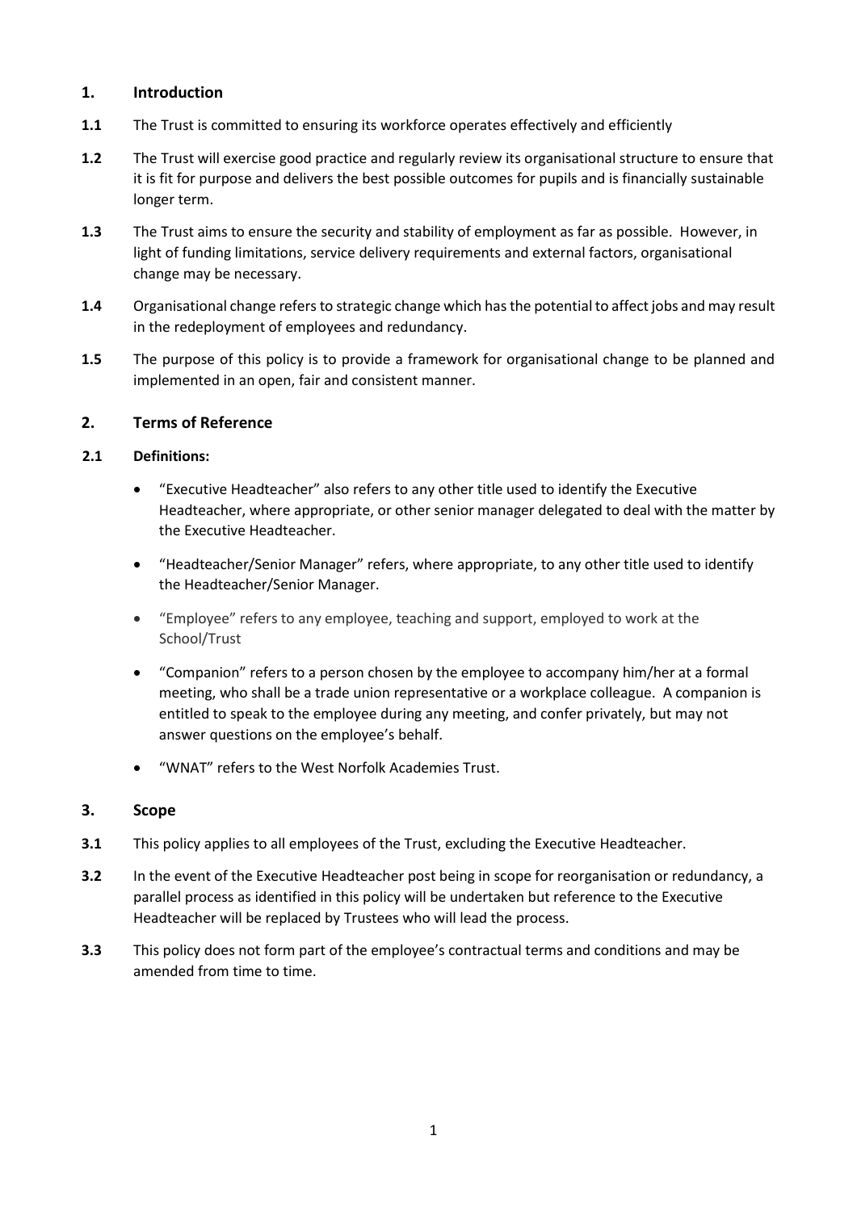## 1. Introduction

**1.1** The Trust is committed to ensuring its workforce operates effectively and efficiently

**1.2** The Trust will exercise good practice and regularly review its organisational structure to ensure that it is fit for purpose and delivers the best possible outcomes for pupils and is financially sustainable longer term.

**1.3** The Trust aims to ensure the security and stability of employment as far as possible. However, in light of funding limitations, service delivery requirements and external factors, organisational change may be necessary.

**1.4** Organisational change refers to strategic change which has the potential to affect jobs and may result in the redeployment of employees and redundancy.

**1.5** The purpose of this policy is to provide a framework for organisational change to be planned and implemented in an open, fair and consistent manner.

## 2. Terms of Reference

**2.1 Definitions:**

- "Executive Headteacher" also refers to any other title used to identify the Executive Headteacher, where appropriate, or other senior manager delegated to deal with the matter by the Executive Headteacher.
- "Headteacher/Senior Manager" refers, where appropriate, to any other title used to identify the Headteacher/Senior Manager.
- "Employee" refers to any employee, teaching and support, employed to work at the School/Trust
- "Companion" refers to a person chosen by the employee to accompany him/her at a formal meeting, who shall be a trade union representative or a workplace colleague. A companion is entitled to speak to the employee during any meeting, and confer privately, but may not answer questions on the employee's behalf.
- "WNAT" refers to the West Norfolk Academies Trust.

## 3. Scope

**3.1** This policy applies to all employees of the Trust, excluding the Executive Headteacher.

**3.2** In the event of the Executive Headteacher post being in scope for reorganisation or redundancy, a parallel process as identified in this policy will be undertaken but reference to the Executive Headteacher will be replaced by Trustees who will lead the process.

**3.3** This policy does not form part of the employee's contractual terms and conditions and may be amended from time to time.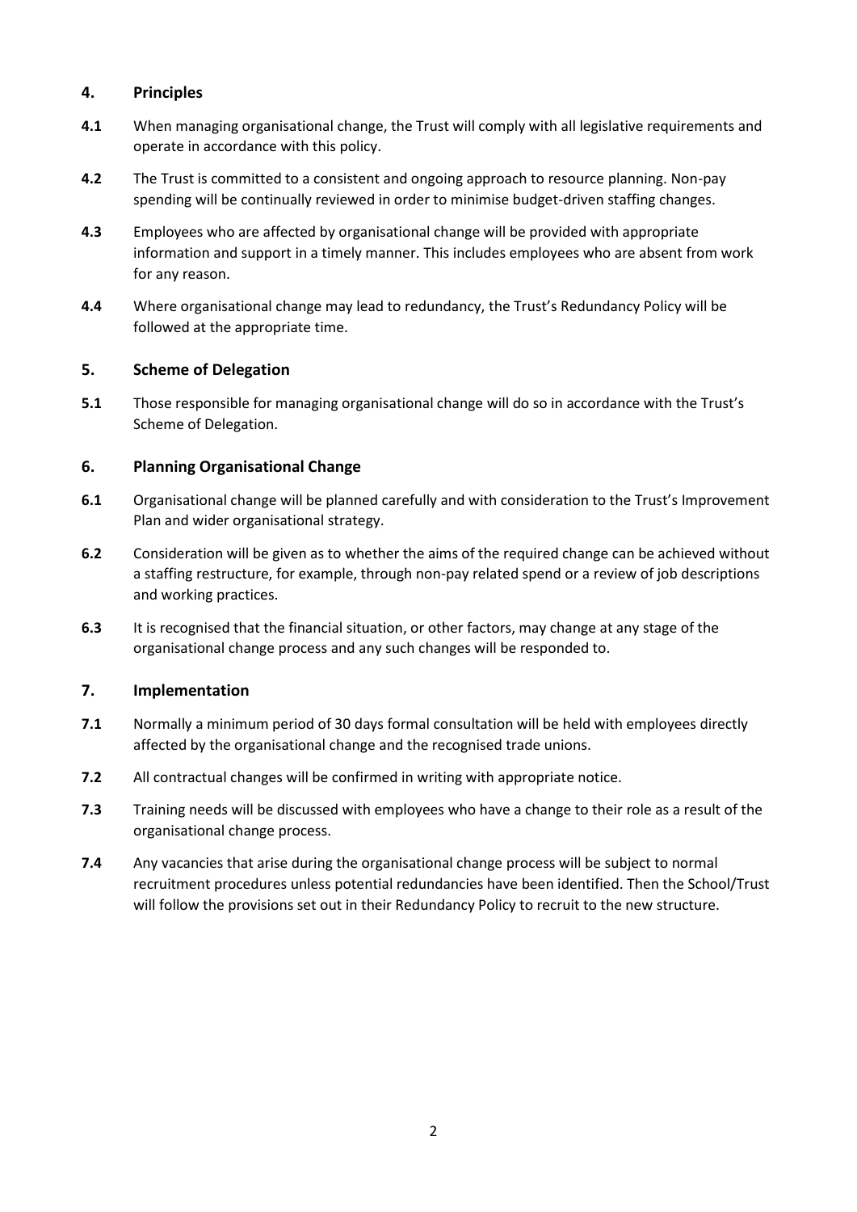## 4. Principles

**4.1** When managing organisational change, the Trust will comply with all legislative requirements and operate in accordance with this policy.

**4.2** The Trust is committed to a consistent and ongoing approach to resource planning. Non-pay spending will be continually reviewed in order to minimise budget-driven staffing changes.

**4.3** Employees who are affected by organisational change will be provided with appropriate information and support in a timely manner. This includes employees who are absent from work for any reason.

**4.4** Where organisational change may lead to redundancy, the Trust's Redundancy Policy will be followed at the appropriate time.

## 5. Scheme of Delegation

**5.1** Those responsible for managing organisational change will do so in accordance with the Trust's Scheme of Delegation.

## 6. Planning Organisational Change

**6.1** Organisational change will be planned carefully and with consideration to the Trust's Improvement Plan and wider organisational strategy.

**6.2** Consideration will be given as to whether the aims of the required change can be achieved without a staffing restructure, for example, through non-pay related spend or a review of job descriptions and working practices.

**6.3** It is recognised that the financial situation, or other factors, may change at any stage of the organisational change process and any such changes will be responded to.

## 7. Implementation

**7.1** Normally a minimum period of 30 days formal consultation will be held with employees directly affected by the organisational change and the recognised trade unions.

**7.2** All contractual changes will be confirmed in writing with appropriate notice.

**7.3** Training needs will be discussed with employees who have a change to their role as a result of the organisational change process.

**7.4** Any vacancies that arise during the organisational change process will be subject to normal recruitment procedures unless potential redundancies have been identified. Then the School/Trust will follow the provisions set out in their Redundancy Policy to recruit to the new structure.